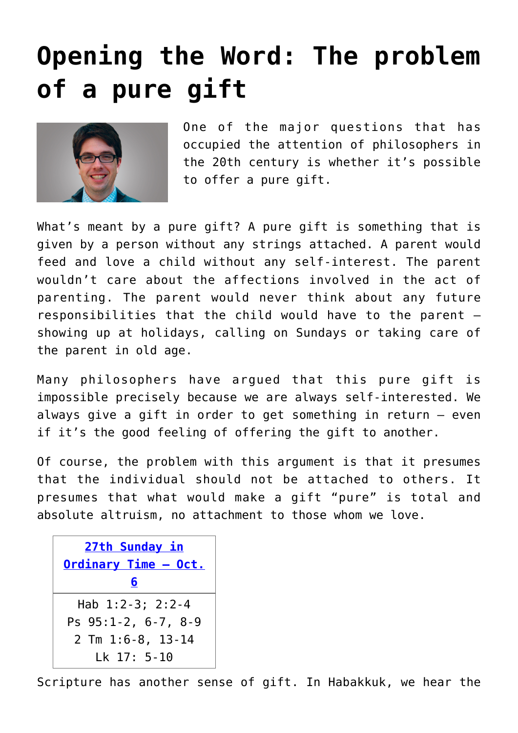# Opening the Word: The problem of a pure gift

One of the major questions that has occupied the attention of philosophers in the 20th century is whether it's possible to offer a pure gift.

What's meant by a pure gift? A pure gift is something that is given by a person without any strings attached. A parent would feed and love a child without any self-interest. The parent wouldn't care about the affections involved in the act of parenting. The parent would never think about any future responsibilities that the child would have to the parent — showing up at holidays, calling on Sundays or taking care of the parent in old age.

Many philosophers have argued that this pure gift is impossible precisely because we are always self-interested. We always give a gift in order to get something in return — even if it's the good feeling of offering the gift to another.

Of course, the problem with this argument is that it presumes that the individual should not be attached to others. It presumes that what would make a gift "pure" is total and absolute altruism, no attachment to those whom we love.

| [27th Sunday in Ordinary Time – Oct. 6](#) |
| --- |
| Hab 1:2-3; 2:2-4<br>Ps 95:1-2, 6-7, 8-9<br>2 Tm 1:6-8, 13-14<br>Lk 17: 5-10 |

Scripture has another sense of gift. In Habakkuk, we hear the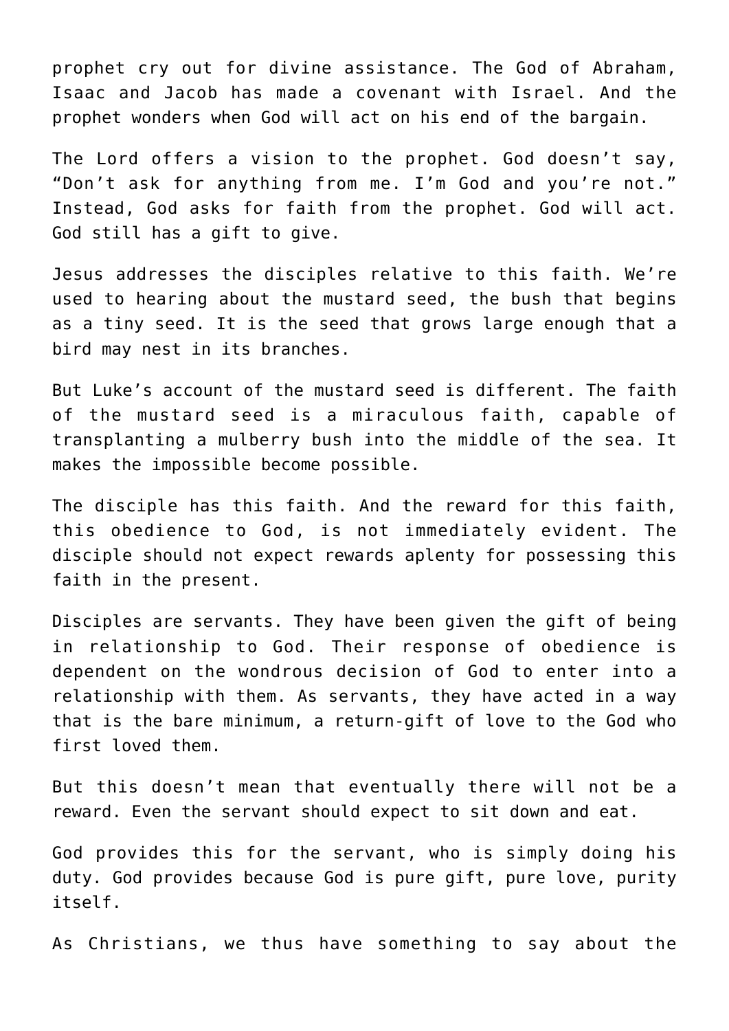prophet cry out for divine assistance. The God of Abraham, Isaac and Jacob has made a covenant with Israel. And the prophet wonders when God will act on his end of the bargain.

The Lord offers a vision to the prophet. God doesn't say, "Don't ask for anything from me. I'm God and you're not." Instead, God asks for faith from the prophet. God will act. God still has a gift to give.

Jesus addresses the disciples relative to this faith. We're used to hearing about the mustard seed, the bush that begins as a tiny seed. It is the seed that grows large enough that a bird may nest in its branches.

But Luke's account of the mustard seed is different. The faith of the mustard seed is a miraculous faith, capable of transplanting a mulberry bush into the middle of the sea. It makes the impossible become possible.

The disciple has this faith. And the reward for this faith, this obedience to God, is not immediately evident. The disciple should not expect rewards aplenty for possessing this faith in the present.

Disciples are servants. They have been given the gift of being in relationship to God. Their response of obedience is dependent on the wondrous decision of God to enter into a relationship with them. As servants, they have acted in a way that is the bare minimum, a return-gift of love to the God who first loved them.

But this doesn't mean that eventually there will not be a reward. Even the servant should expect to sit down and eat.

God provides this for the servant, who is simply doing his duty. God provides because God is pure gift, pure love, purity itself.

As Christians, we thus have something to say about the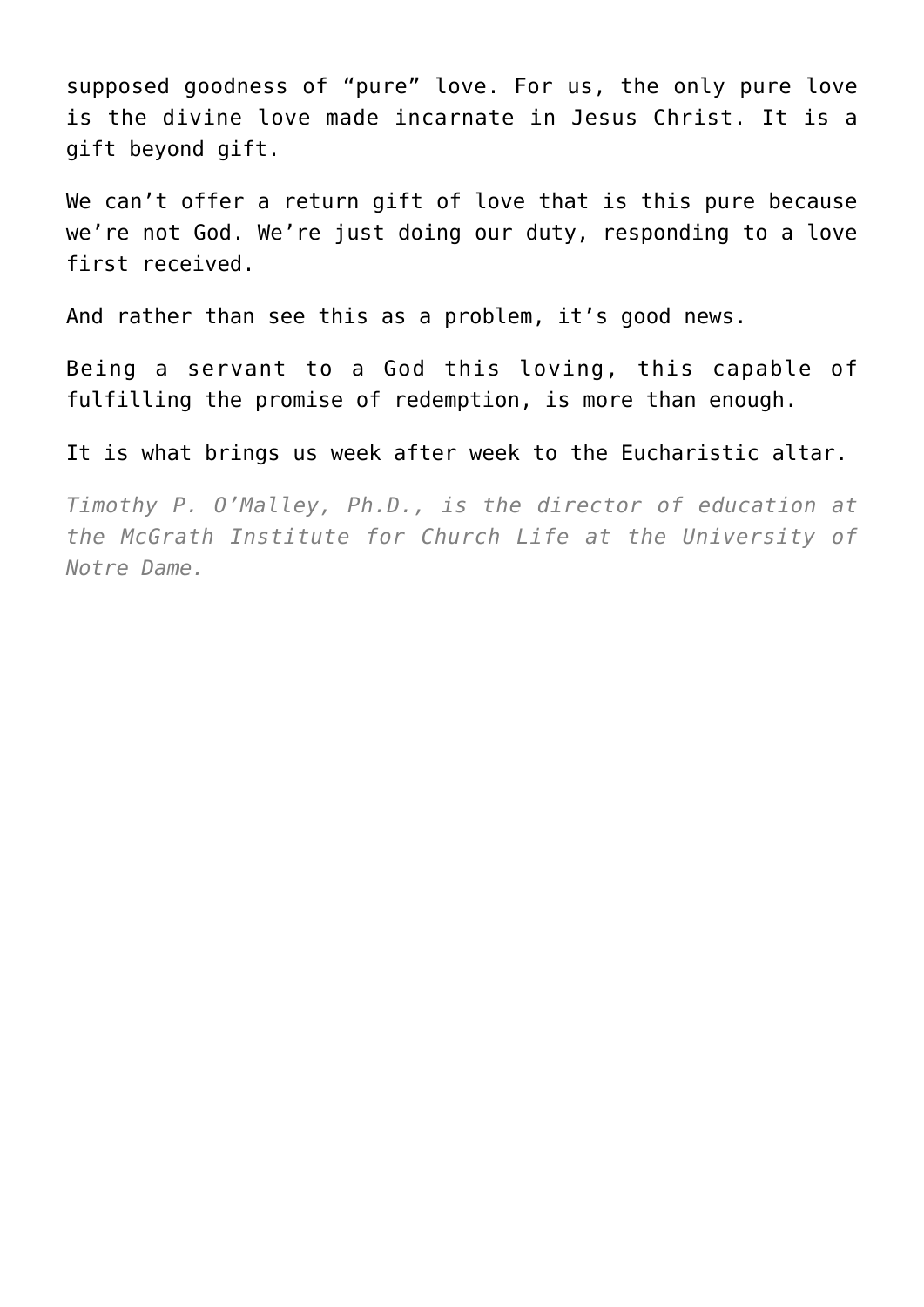supposed goodness of "pure" love. For us, the only pure love is the divine love made incarnate in Jesus Christ. It is a gift beyond gift.

We can't offer a return gift of love that is this pure because we're not God. We're just doing our duty, responding to a love first received.

And rather than see this as a problem, it's good news.

Being a servant to a God this loving, this capable of fulfilling the promise of redemption, is more than enough.

It is what brings us week after week to the Eucharistic altar.

*Timothy P. O'Malley, Ph.D., is the director of education at the McGrath Institute for Church Life at the University of Notre Dame.*